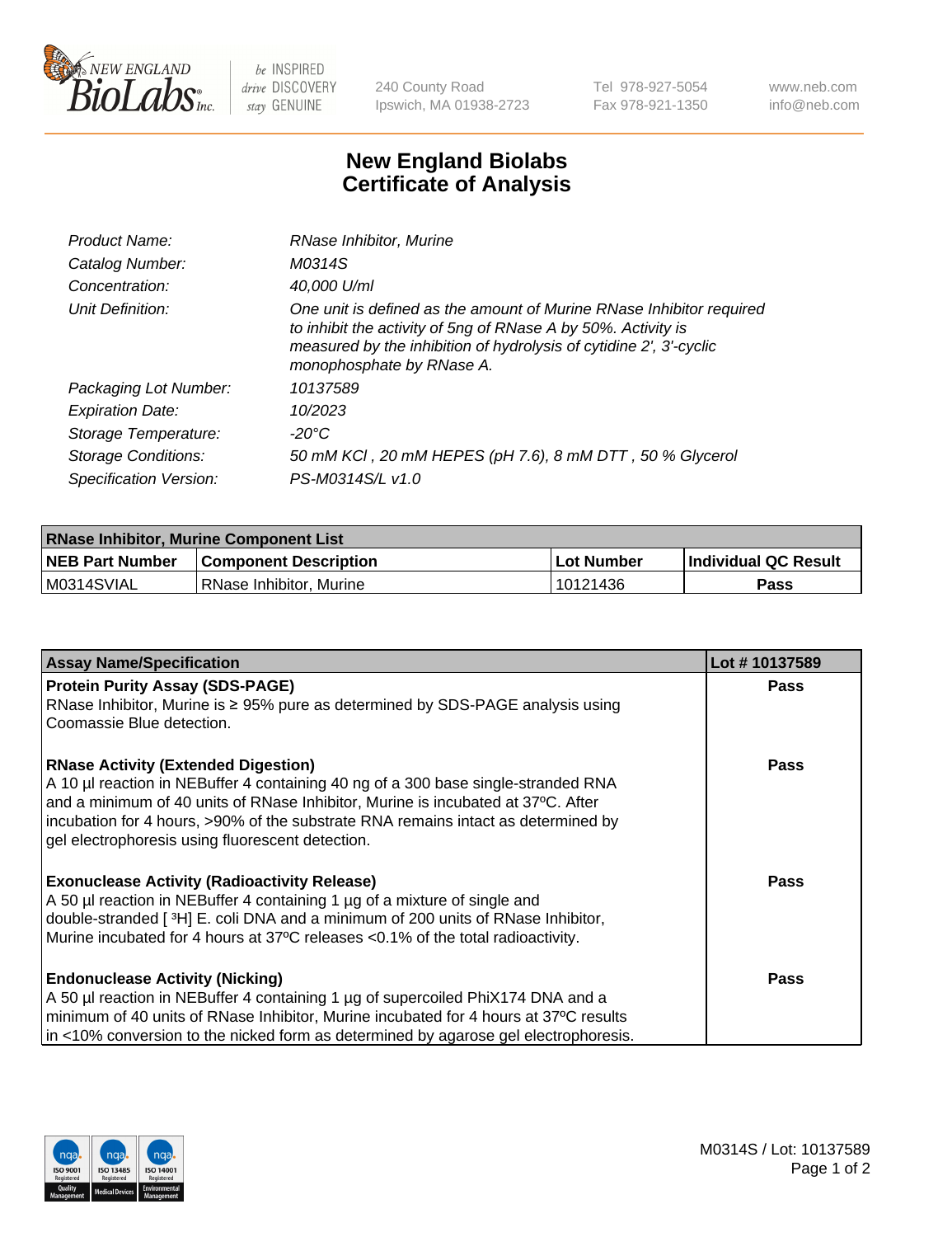New England BioLabs Inc. — be INSPIRED drive DISCOVERY stay GENUINE

240 County Road
Ipswich, MA 01938-2723

Tel 978-927-5054
Fax 978-921-1350

www.neb.com
info@neb.com

# New England Biolabs
# Certificate of Analysis

| | |
|---|---|
| *Product Name:* | *RNase Inhibitor, Murine* |
| *Catalog Number:* | *M0314S* |
| *Concentration:* | *40,000 U/ml* |
| *Unit Definition:* | *One unit is defined as the amount of Murine RNase Inhibitor required to inhibit the activity of 5ng of RNase A by 50%. Activity is measured by the inhibition of hydrolysis of cytidine 2', 3'-cyclic monophosphate by RNase A.* |
| *Packaging Lot Number:* | *10137589* |
| *Expiration Date:* | *10/2023* |
| *Storage Temperature:* | *-20°C* |
| *Storage Conditions:* | *50 mM KCl , 20 mM HEPES (pH 7.6), 8 mM DTT , 50 % Glycerol* |
| *Specification Version:* | *PS-M0314S/L v1.0* |

| RNase Inhibitor, Murine Component List | | | |
|---|---|---|---|
| **NEB Part Number** | **Component Description** | **Lot Number** | **Individual QC Result** |
| M0314SVIAL | RNase Inhibitor, Murine | 10121436 | **Pass** |

| Assay Name/Specification | Lot # 10137589 |
|---|---|
| **Protein Purity Assay (SDS-PAGE)**<br>RNase Inhibitor, Murine is ≥ 95% pure as determined by SDS-PAGE analysis using Coomassie Blue detection. | **Pass** |
| **RNase Activity (Extended Digestion)**<br>A 10 µl reaction in NEBuffer 4 containing 40 ng of a 300 base single-stranded RNA and a minimum of 40 units of RNase Inhibitor, Murine is incubated at 37°C. After incubation for 4 hours, >90% of the substrate RNA remains intact as determined by gel electrophoresis using fluorescent detection. | **Pass** |
| **Exonuclease Activity (Radioactivity Release)**<br>A 50 µl reaction in NEBuffer 4 containing 1 µg of a mixture of single and double-stranded [ $^3$H] E. coli DNA and a minimum of 200 units of RNase Inhibitor, Murine incubated for 4 hours at 37°C releases <0.1% of the total radioactivity. | **Pass** |
| **Endonuclease Activity (Nicking)**<br>A 50 µl reaction in NEBuffer 4 containing 1 µg of supercoiled PhiX174 DNA and a minimum of 40 units of RNase Inhibitor, Murine incubated for 4 hours at 37°C results in <10% conversion to the nicked form as determined by agarose gel electrophoresis. | **Pass** |

M0314S / Lot: 10137589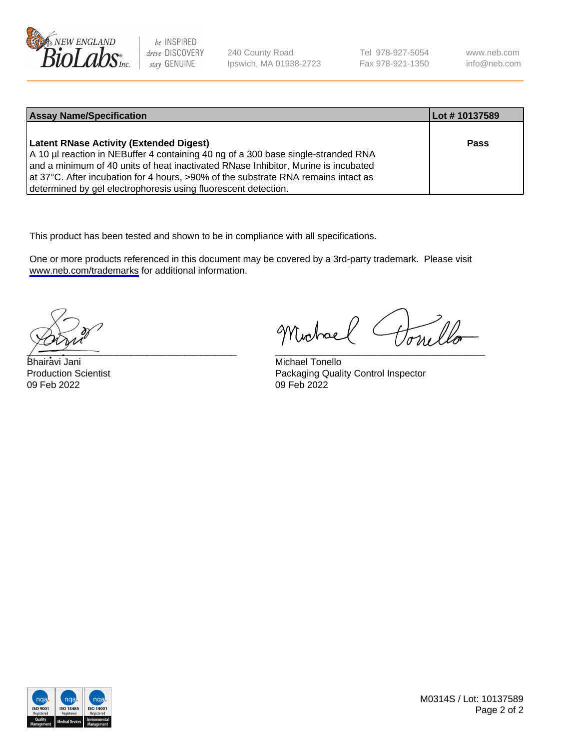240 County Road
Ipswich, MA 01938-2723

Tel 978-927-5054
Fax 978-921-1350

www.neb.com
info@neb.com

| Assay Name/Specification | Lot # 10137589 |
| --- | --- |
| **Latent RNase Activity (Extended Digest)**<br>A 10 µl reaction in NEBuffer 4 containing 40 ng of a 300 base single-stranded RNA and a minimum of 40 units of heat inactivated RNase Inhibitor, Murine is incubated at 37°C. After incubation for 4 hours, >90% of the substrate RNA remains intact as determined by gel electrophoresis using fluorescent detection. | **Pass** |

This product has been tested and shown to be in compliance with all specifications.

One or more products referenced in this document may be covered by a 3rd-party trademark. Please visit www.neb.com/trademarks for additional information.

Bhairavi Jani
Production Scientist
09 Feb 2022

Michael Tonello
Packaging Quality Control Inspector
09 Feb 2022

M0314S / Lot: 10137589